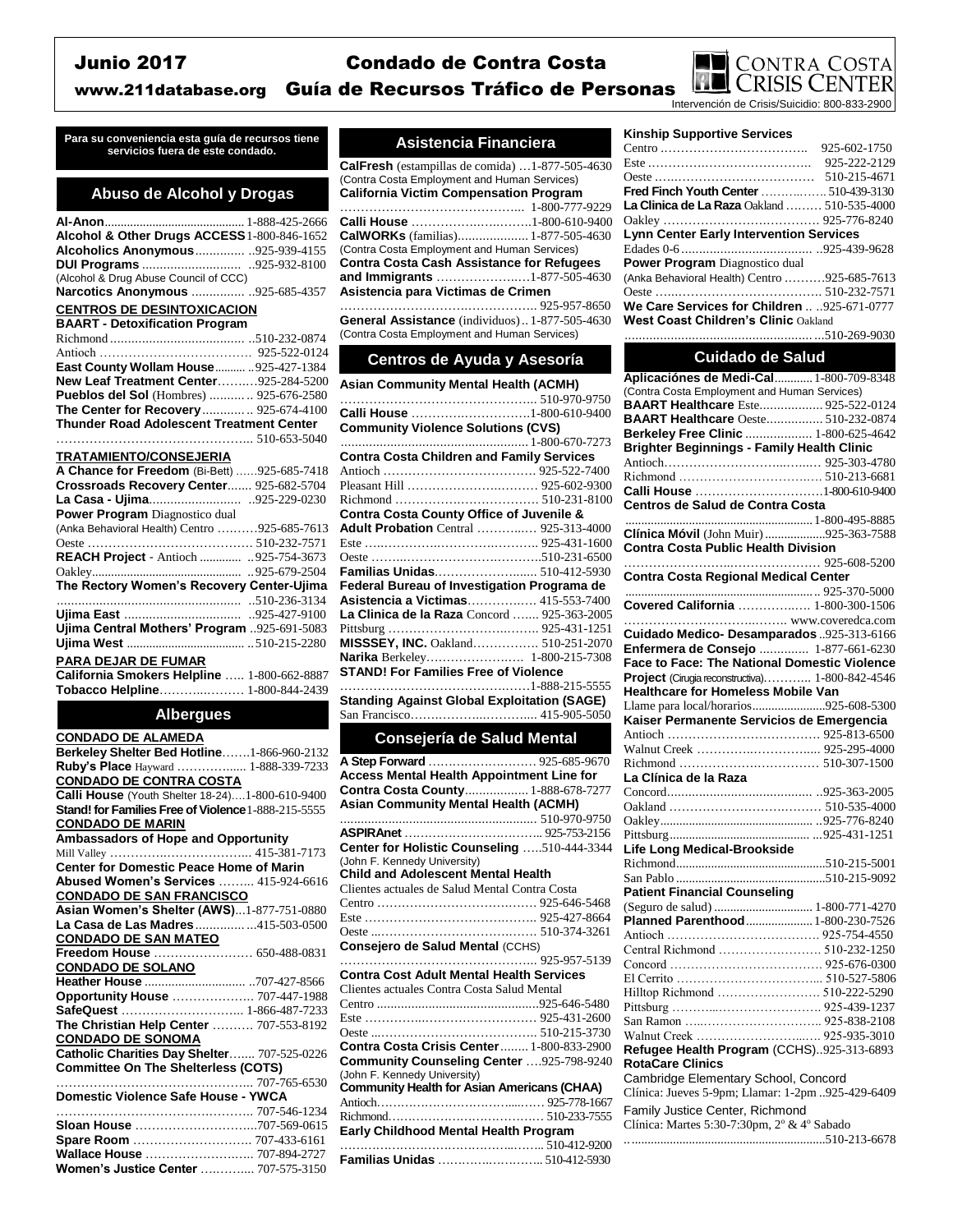# Junio 2017 — Condado de Contra Costa

www.211database.org — Guía de Recursos Tráfico de Personas

CONTRA COSTA CRISIS CENTER

Intervención de Crisis/Suicidio: 800-833-2900

**Para su conveniencia esta guía de recursos tiene servicios fuera de este condado.**

## Abuso de Alcohol y Drogas

**Al-Anon** ........ 1-888-425-2666
**Alcohol & Other Drugs ACCESS** 1-800-846-1652
**Alcoholics Anonymous** ........ 925-939-4155
**DUI Programs** ........ 925-932-8100
(Alcohol & Drug Abuse Council of CCC)
**Narcotics Anonymous** ........ 925-685-4357

**CENTROS DE DESINTOXICACION**

**BAART - Detoxification Program**
Richmond ........ 510-232-0874
Antioch ........ 925-522-0124
**East County Wollam House** ........ 925-427-1384
**New Leaf Treatment Center** ........ 925-284-5200
**Pueblos del Sol** (Hombres) ........ 925-676-2580
**The Center for Recovery** ........ 925-674-4100
**Thunder Road Adolescent Treatment Center** ........ 510-653-5040

**TRATAMIENTO/CONSEJERIA**

**A Chance for Freedom** (Bi-Bett) ........ 925-685-7418
**Crossroads Recovery Center** ........ 925-682-5704
**La Casa - Ujima** ........ 925-229-0230
**Power Program** Diagnostico dual
(Anka Behavioral Health) Centro ........ 925-685-7613
Oeste ........ 510-232-7571
**REACH Project** - Antioch ........ 925-754-3673
Oakley ........ 925-679-2504
**The Rectory Women's Recovery Center-Ujima** ........ 510-236-3134
**Ujima East** ........ 925-427-9100
**Ujima Central Mothers' Program** ........ 925-691-5083
**Ujima West** ........ 510-215-2280

**PARA DEJAR DE FUMAR**

**California Smokers Helpline** ........ 1-800-662-8887
**Tobacco Helpline** ........ 1-800-844-2439

## Albergues

**CONDADO DE ALAMEDA**

**Berkeley Shelter Bed Hotline** ........ 1-866-960-2132
**Ruby's Place** Hayward ........ 1-888-339-7233

**CONDADO DE CONTRA COSTA**

**Calli House** (Youth Shelter 18-24) ........ 1-800-610-9400
**Stand! for Families Free of Violence** 1-888-215-5555

**CONDADO DE MARIN**

**Ambassadors of Hope and Opportunity**
Mill Valley ........ 415-381-7173
**Center for Domestic Peace Home of Marin Abused Women's Services** ........ 415-924-6616

**CONDADO DE SAN FRANCISCO**

**Asian Women's Shelter (AWS)** ........ 1-877-751-0880
**La Casa de Las Madres** ........ 415-503-0500

**CONDADO DE SAN MATEO**

**Freedom House** ........ 650-488-0831

**CONDADO DE SOLANO**

**Heather House** ........ 707-427-8566
**Opportunity House** ........ 707-447-1988
**SafeQuest** ........ 1-866-487-7233
**The Christian Help Center** ........ 707-553-8192

**CONDADO DE SONOMA**

**Catholic Charities Day Shelter** ........ 707-525-0226
**Committee On The Shelterless (COTS)** ........ 707-765-6530
**Domestic Violence Safe House - YWCA** ........ 707-546-1234
**Sloan House** ........ 707-569-0615
**Spare Room** ........ 707-433-6161
**Wallace House** ........ 707-894-2727
**Women's Justice Center** ........ 707-575-3150

## Asistencia Financiera

**CalFresh** (estampillas de comida) ........ 1-877-505-4630
(Contra Costa Employment and Human Services)
**California Victim Compensation Program** ........ 1-800-777-9229
**Calli House** ........ 1-800-610-9400
**CalWORKs** (familias) ........ 1-877-505-4630
(Contra Costa Employment and Human Services)
**Contra Costa Cash Assistance for Refugees and Immigrants** ........ 1-877-505-4630
**Asistencia para Victimas de Crimen** ........ 925-957-8650
**General Assistance** (individuos) ........ 1-877-505-4630
(Contra Costa Employment and Human Services)

## Centros de Ayuda y Asesoría

**Asian Community Mental Health (ACMH)** ........ 510-970-9750
**Calli House** ........ 1-800-610-9400
**Community Violence Solutions (CVS)** ........ 1-800-670-7273
**Contra Costa Children and Family Services**
Antioch ........ 925-522-7400
Pleasant Hill ........ 925-602-9300
Richmond ........ 510-231-8100
**Contra Costa County Office of Juvenile & Adult Probation** Central ........ 925-313-4000
Este ........ 925-431-1600
Oeste ........ 510-231-6500
**Familias Unidas** ........ 510-412-5930
**Federal Bureau of Investigation Programa de Asistencia a Victimas** ........ 415-553-7400
**La Clinica de la Raza** Concord ........ 925-363-2005
Pittsburg ........ 925-431-1251
**MISSSEY, INC.** Oakland ........ 510-251-2070
**Narika** Berkeley ........ 1-800-215-7308
**STAND! For Families Free of Violence** ........ 1-888-215-5555
**Standing Against Global Exploitation (SAGE)**
San Francisco ........ 415-905-5050

## Consejería de Salud Mental

**A Step Forward** ........ 925-685-9670
**Access Mental Health Appointment Line for Contra Costa County** ........ 1-888-678-7277
**Asian Community Mental Health (ACMH)** ........ 510-970-9750
**ASPIRAnet** ........ 925-753-2156
**Center for Holistic Counseling** ........ 510-444-3344
(John F. Kennedy University)
**Child and Adolescent Mental Health**
Clientes actuales de Salud Mental Contra Costa
Centro ........ 925-646-5468
Este ........ 925-427-8664
Oeste ........ 510-374-3261
**Consejero de Salud Mental** (CCHS) ........ 925-957-5139
**Contra Cost Adult Mental Health Services**
Clientes actuales Contra Costa Salud Mental
Centro ........ 925-646-5480
Este ........ 925-431-2600
Oeste ........ 510-215-3730
**Contra Costa Crisis Center** ........ 1-800-833-2900
**Community Counseling Center** ........ 925-798-9240
(John F. Kennedy University)
**Community Health for Asian Americans (CHAA)**
Antioch ........ 925-778-1667
Richmond ........ 510-233-7555
**Early Childhood Mental Health Program** ........ 510-412-9200
**Familias Unidas** ........ 510-412-5930

**Kinship Supportive Services**
Centro ........ 925-602-1750
Este ........ 925-222-2129
Oeste ........ 510-215-4671
**Fred Finch Youth Center** ........ 510-439-3130
**La Clinica de La Raza** Oakland ........ 510-535-4000
Oakley ........ 925-776-8240
**Lynn Center Early Intervention Services**
Edades 0-6 ........ 925-439-9628
**Power Program** Diagnostico dual
(Anka Behavioral Health) Centro ........ 925-685-7613
Oeste ........ 510-232-7571
**We Care Services for Children** ........ 925-671-0777
**West Coast Children's Clinic** Oakland ........ 510-269-9030

## Cuidado de Salud

**Aplicaciónes de Medi-Cal** ........ 1-800-709-8348
(Contra Costa Employment and Human Services)
**BAART Healthcare** Este ........ 925-522-0124
**BAART Healthcare** Oeste ........ 510-232-0874
**Berkeley Free Clinic** ........ 1-800-625-4642
**Brighter Beginnings - Family Health Clinic**
Antioch ........ 925-303-4780
Richmond ........ 510-213-6681
**Calli House** ........ 1-800-610-9400
**Centros de Salud de Contra Costa** ........ 1-800-495-8885
**Clínica Móvil** (John Muir) ........ 925-363-7588
**Contra Costa Public Health Division** ........ 925-608-5200
**Contra Costa Regional Medical Center** ........ 925-370-5000
**Covered California** ........ 1-800-300-1506
........ www.coveredca.com
**Cuidado Medico- Desamparados** ........ 925-313-6166
**Enfermera de Consejo** ........ 1-877-661-6230
**Face to Face: The National Domestic Violence Project** (Cirugia reconstructiva) ........ 1-800-842-4546
**Healthcare for Homeless Mobile Van**
Llame para local/horarios ........ 925-608-5300
**Kaiser Permanente Servicios de Emergencia**
Antioch ........ 925-813-6500
Walnut Creek ........ 925-295-4000
Richmond ........ 510-307-1500
**La Clínica de la Raza**
Concord ........ 925-363-2005
Oakland ........ 510-535-4000
Oakley ........ 925-776-8240
Pittsburg ........ 925-431-1251
**Life Long Medical-Brookside**
Richmond ........ 510-215-5001
San Pablo ........ 510-215-9092
**Patient Financial Counseling**
(Seguro de salud) ........ 1-800-771-4270
**Planned Parenthood** ........ 1-800-230-7526
Antioch ........ 925-754-4550
Central Richmond ........ 510-232-1250
Concord ........ 925-676-0300
El Cerrito ........ 510-527-5806
Hilltop Richmond ........ 510-222-5290
Pittsburg ........ 925-439-1237
San Ramon ........ 925-838-2108
Walnut Creek ........ 925-935-3010
**Refugee Health Program** (CCHS) ........ 925-313-6893
**RotaCare Clinics**
Cambridge Elementary School, Concord
Clínica: Jueves 5-9pm; Llamar: 1-2pm ........ 925-429-6409
Family Justice Center, Richmond
Clínica: Martes 5:30-7:30pm, 2º & 4º Sabado ........ 510-213-6678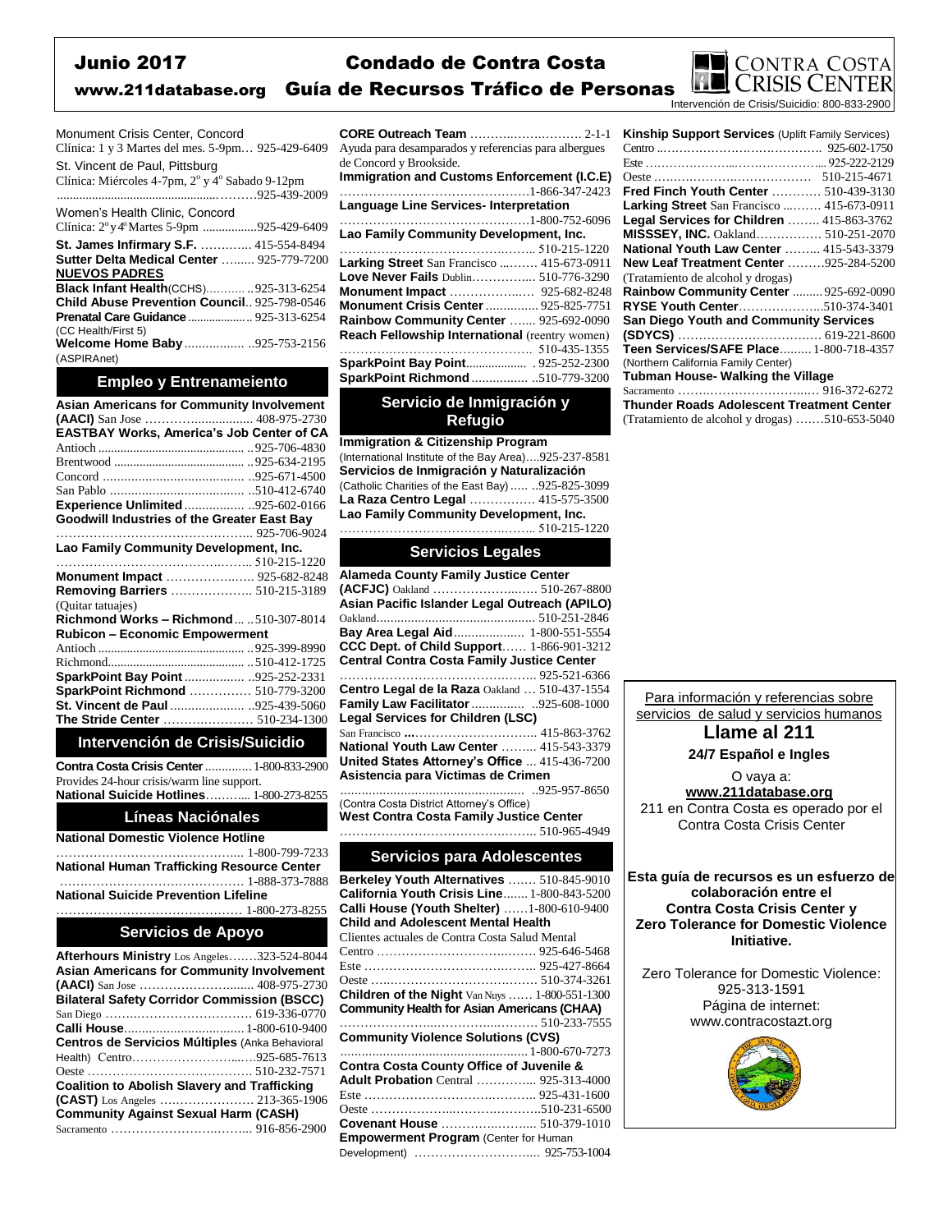# Junio 2017 — Condado de Contra Costa

**www.211database.org — Guía de Recursos Tráfico de Personas**

CONTRA COSTA CRISIS CENTER
Intervención de Crisis/Suicidio: 800-833-2900

Monument Crisis Center, Concord
Clínica: 1 y 3 Martes del mes. 5-9pm… 925-429-6409

St. Vincent de Paul, Pittsburg
Clínica: Miércoles 4-7pm, 2º y 4º Sabado 9-12pm ……925-439-2009

Women's Health Clinic, Concord
Clínica: 2º y 4º Martes 5-9pm ……925-429-6409

**St. James Infirmary S.F.** …… 415-554-8494

**Sutter Delta Medical Center** …… 925-779-7200

**NUEVOS PADRES**

**Black Infant Health** (CCHS)…… 925-313-6254

**Child Abuse Prevention Council**.. 925-798-0546

**Prenatal Care Guidance** …… 925-313-6254
(CC Health/First 5)

**Welcome Home Baby** …… 925-753-2156
(ASPIRAnet)

## Empleo y Entrenameiento

**Asian Americans for Community Involvement (AACI)** San Jose …… 408-975-2730

**EASTBAY Works, America's Job Center of CA**
Antioch …… 925-706-4830
Brentwood …… 925-634-2195
Concord …… 925-671-4500
San Pablo …… 510-412-6740

**Experience Unlimited** …… 925-602-0166

**Goodwill Industries of the Greater East Bay** …… 925-706-9024

**Lao Family Community Development, Inc.** …… 510-215-1220

**Monument Impact** …… 925-682-8248

**Removing Barriers** …… 510-215-3189
(Quitar tatuajes)

**Richmond Works – Richmond** …… 510-307-8014

**Rubicon – Economic Empowerment**
Antioch …… 925-399-8990
Richmond…… 510-412-1725

**SparkPoint Bay Point** …… 925-252-2331

**SparkPoint Richmond** …… 510-779-3200

**St. Vincent de Paul** …… 925-439-5060

**The Stride Center** …… 510-234-1300

## Intervención de Crisis/Suicidio

**Contra Costa Crisis Center** …… 1-800-833-2900
Provides 24-hour crisis/warm line support.

**National Suicide Hotlines**…… 1-800-273-8255

## Líneas Naciónales

**National Domestic Violence Hotline** …… 1-800-799-7233

**National Human Trafficking Resource Center** …… 1-888-373-7888

**National Suicide Prevention Lifeline** …… 1-800-273-8255

## Servicios de Apoyo

**Afterhours Ministry** Los Angeles…… 323-524-8044

**Asian Americans for Community Involvement (AACI)** San Jose …… 408-975-2730

**Bilateral Safety Corridor Commission (BSCC)** San Diego …… 619-336-0770

**Calli House**…… 1-800-610-9400

**Centros de Servicios Múltiples** (Anka Behavioral Health) Centro…… 925-685-7613
Oeste …… 510-232-7571

**Coalition to Abolish Slavery and Trafficking (CAST)** Los Angeles …… 213-365-1906

**Community Against Sexual Harm (CASH)** Sacramento …… 916-856-2900

**CORE Outreach Team** …… 2-1-1
Ayuda para desamparados y referencias para albergues de Concord y Brookside.

**Immigration and Customs Enforcement (I.C.E)** …… 1-866-347-2423

**Language Line Services- Interpretation** …… 1-800-752-6096

**Lao Family Community Development, Inc.** …… 510-215-1220

**Larking Street** San Francisco …… 415-673-0911

**Love Never Fails** Dublin…… 510-776-3290

**Monument Impact** …… 925-682-8248

**Monument Crisis Center** …… 925-825-7751

**Rainbow Community Center** …… 925-692-0090

**Reach Fellowship International** (reentry women) …… 510-435-1355

**SparkPoint Bay Point**…… 925-252-2300

**SparkPoint Richmond** …… 510-779-3200

## Servicio de Inmigración y Refugio

**Immigration & Citizenship Program**
(International Institute of the Bay Area)…. 925-237-8581

**Servicios de Inmigración y Naturalización**
(Catholic Charities of the East Bay)….. 925-825-3099

**La Raza Centro Legal** …… 415-575-3500

**Lao Family Community Development, Inc.** …… 510-215-1220

## Servicios Legales

**Alameda County Family Justice Center (ACFJC)** Oakland …… 510-267-8800

**Asian Pacific Islander Legal Outreach (APILO)**
Oakland…… 510-251-2846

**Bay Area Legal Aid**…… 1-800-551-5554

**CCC Dept. of Child Support**…… 1-866-901-3212

**Central Contra Costa Family Justice Center** …… 925-521-6366

**Centro Legal de la Raza** Oakland … 510-437-1554

**Family Law Facilitator**…… 925-608-1000

**Legal Services for Children (LSC)**
San Francisco …… 415-863-3762

**National Youth Law Center** …… 415-543-3379

**United States Attorney's Office** … 415-436-7200

**Asistencia para Victimas de Crimen** …… 925-957-8650
(Contra Costa District Attorney's Office)

**West Contra Costa Family Justice Center** …… 510-965-4949

## Servicios para Adolescentes

**Berkeley Youth Alternatives** …… 510-845-9010

**California Youth Crisis Line**…… 1-800-843-5200

**Calli House (Youth Shelter)** …… 1-800-610-9400

**Child and Adolescent Mental Health**
Clientes actuales de Contra Costa Salud Mental
Centro …… 925-646-5468
Este …… 925-427-8664
Oeste …… 510-374-3261

**Children of the Night** Van Nuys …… 1-800-551-1300

**Community Health for Asian Americans (CHAA)** …… 510-233-7555

**Community Violence Solutions (CVS)** …… 1-800-670-7273

**Contra Costa County Office of Juvenile & Adult Probation** Central …… 925-313-4000
Este …… 925-431-1600
Oeste …… 510-231-6500

**Covenant House** …… 510-379-1010

**Empowerment Program** (Center for Human Development) …… 925-753-1004

**Kinship Support Services** (Uplift Family Services)
Centro …… 925-602-1750
Este …… 925-222-2129
Oeste …… 510-215-4671

**Fred Finch Youth Center** …… 510-439-3130

**Larking Street** San Francisco …… 415-673-0911

**Legal Services for Children** …… 415-863-3762

**MISSSEY, INC.** Oakland…… 510-251-2070

**National Youth Law Center** …… 415-543-3379

**New Leaf Treatment Center** …… 925-284-5200
(Tratamiento de alcohol y drogas)

**Rainbow Community Center** …… 925-692-0090

**RYSE Youth Center**…… 510-374-3401

**San Diego Youth and Community Services (SDYCS)** …… 619-221-8600

**Teen Services/SAFE Place**…… 1-800-718-4357
(Northern California Family Center)

**Tubman House- Walking the Village**
Sacramento …… 916-372-6272

**Thunder Roads Adolescent Treatment Center**
(Tratamiento de alcohol y drogas) …… 510-653-5040

---

Para información y referencias sobre servicios de salud y servicios humanos

**Llame al 211**

**24/7 Español e Ingles**

O vaya a:
**www.211database.org**

211 en Contra Costa es operado por el Contra Costa Crisis Center

**Esta guía de recursos es un esfuerzo de colaboración entre el Contra Costa Crisis Center y Zero Tolerance for Domestic Violence Initiative.**

Zero Tolerance for Domestic Violence:
925-313-1591
Página de internet:
www.contracostazt.org